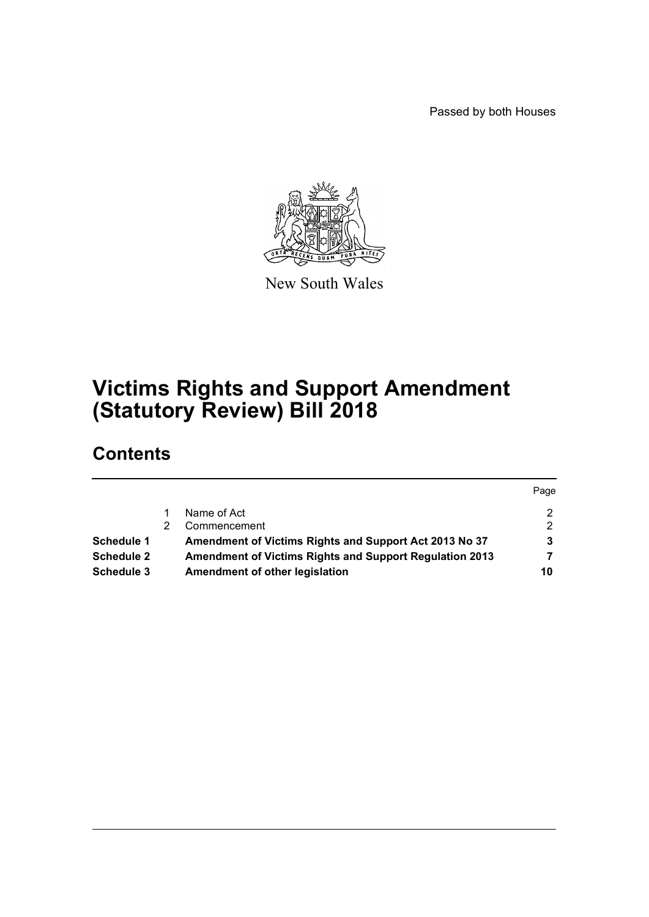Passed by both Houses

New South Wales

# Victims Rights and Support Amendment (Statutory Review) Bill 2018

## Contents

| | | | Page |
|---|---|---|---|
| | 1 | Name of Act | 2 |
| | 2 | Commencement | 2 |
| **Schedule 1** | | **Amendment of Victims Rights and Support Act 2013 No 37** | **3** |
| **Schedule 2** | | **Amendment of Victims Rights and Support Regulation 2013** | **7** |
| **Schedule 3** | | **Amendment of other legislation** | **10** |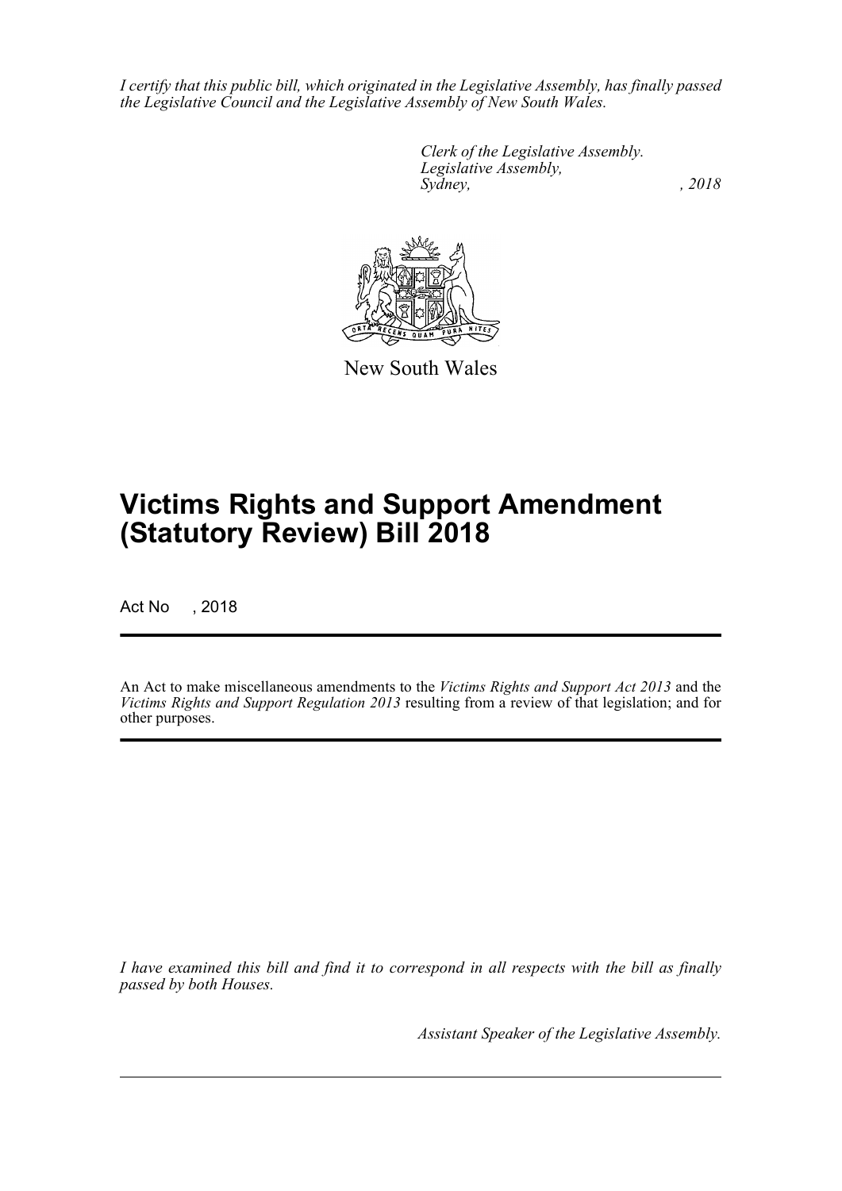*I certify that this public bill, which originated in the Legislative Assembly, has finally passed the Legislative Council and the Legislative Assembly of New South Wales.*

*Clerk of the Legislative Assembly.*
*Legislative Assembly,*
*Sydney, , 2018*

New South Wales

# Victims Rights and Support Amendment (Statutory Review) Bill 2018

Act No , 2018

An Act to make miscellaneous amendments to the *Victims Rights and Support Act 2013* and the *Victims Rights and Support Regulation 2013* resulting from a review of that legislation; and for other purposes.

*I have examined this bill and find it to correspond in all respects with the bill as finally passed by both Houses.*

*Assistant Speaker of the Legislative Assembly.*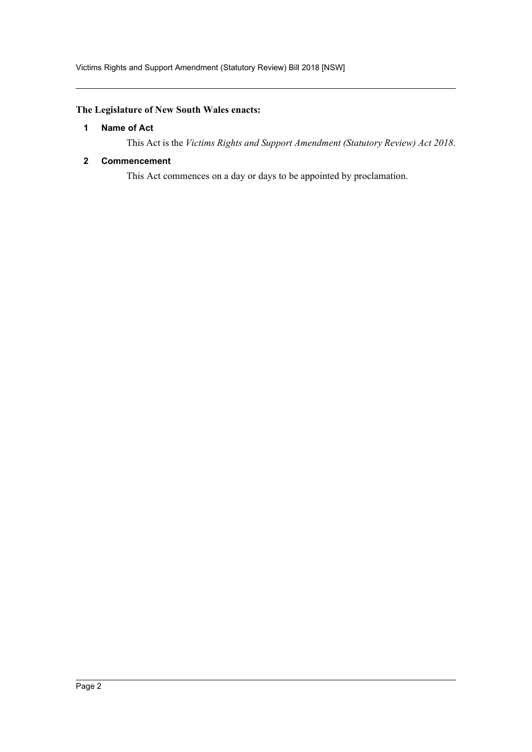**The Legislature of New South Wales enacts:**

### 1 Name of Act

This Act is the *Victims Rights and Support Amendment (Statutory Review) Act 2018*.

### 2 Commencement

This Act commences on a day or days to be appointed by proclamation.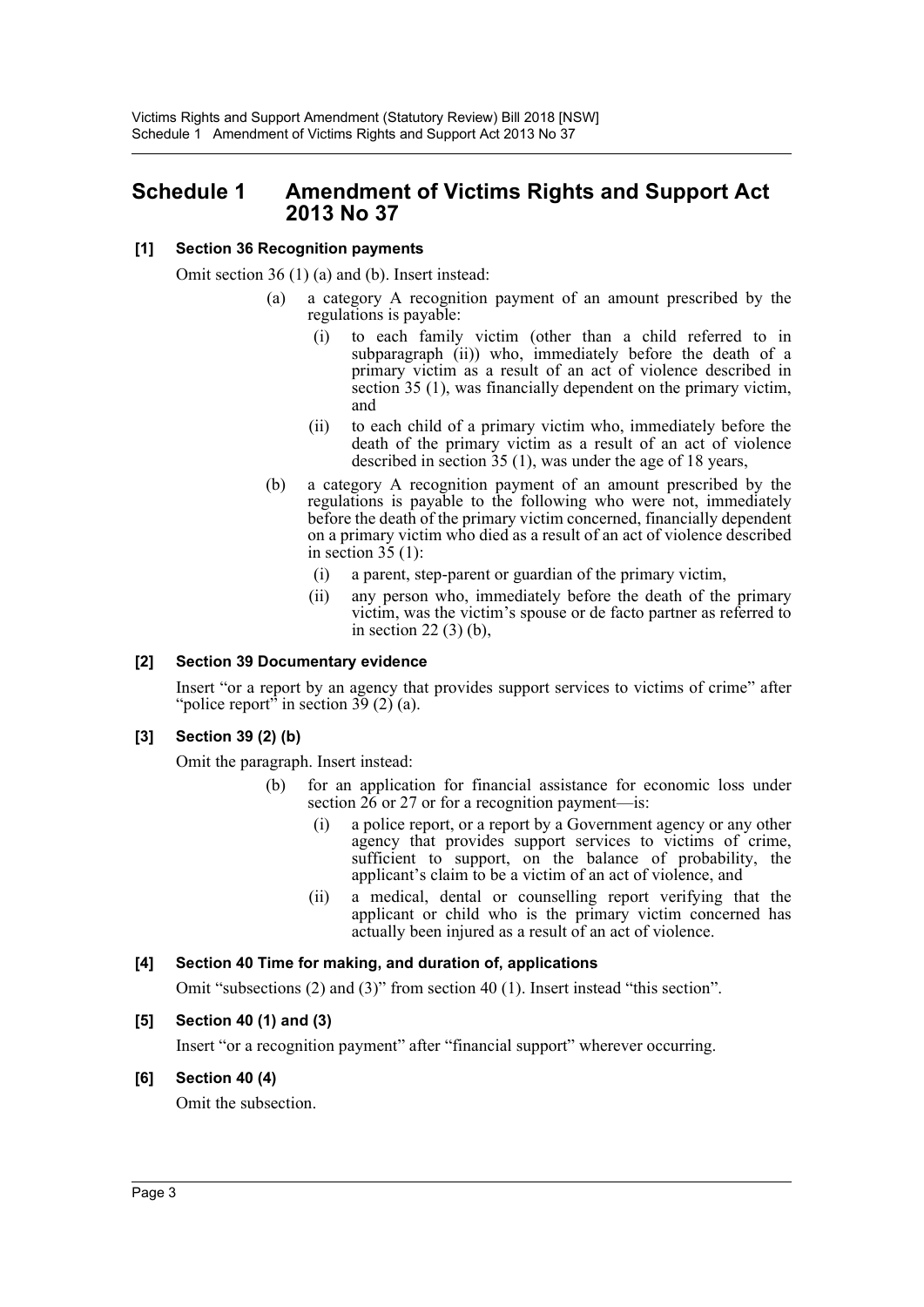# Schedule 1 Amendment of Victims Rights and Support Act 2013 No 37

**[1] Section 36 Recognition payments**

Omit section 36 (1) (a) and (b). Insert instead:

- (a) a category A recognition payment of an amount prescribed by the regulations is payable:
  - (i) to each family victim (other than a child referred to in subparagraph (ii)) who, immediately before the death of a primary victim as a result of an act of violence described in section 35 (1), was financially dependent on the primary victim, and
  - (ii) to each child of a primary victim who, immediately before the death of the primary victim as a result of an act of violence described in section 35 (1), was under the age of 18 years,
- (b) a category A recognition payment of an amount prescribed by the regulations is payable to the following who were not, immediately before the death of the primary victim concerned, financially dependent on a primary victim who died as a result of an act of violence described in section 35 (1):
  - (i) a parent, step-parent or guardian of the primary victim,
  - (ii) any person who, immediately before the death of the primary victim, was the victim's spouse or de facto partner as referred to in section 22 (3) (b),

**[2] Section 39 Documentary evidence**

Insert "or a report by an agency that provides support services to victims of crime" after "police report" in section 39 (2) (a).

**[3] Section 39 (2) (b)**

Omit the paragraph. Insert instead:

- (b) for an application for financial assistance for economic loss under section 26 or 27 or for a recognition payment—is:
  - (i) a police report, or a report by a Government agency or any other agency that provides support services to victims of crime, sufficient to support, on the balance of probability, the applicant's claim to be a victim of an act of violence, and
  - (ii) a medical, dental or counselling report verifying that the applicant or child who is the primary victim concerned has actually been injured as a result of an act of violence.

**[4] Section 40 Time for making, and duration of, applications**

Omit "subsections (2) and (3)" from section 40 (1). Insert instead "this section".

**[5] Section 40 (1) and (3)**

Insert "or a recognition payment" after "financial support" wherever occurring.

**[6] Section 40 (4)**

Omit the subsection.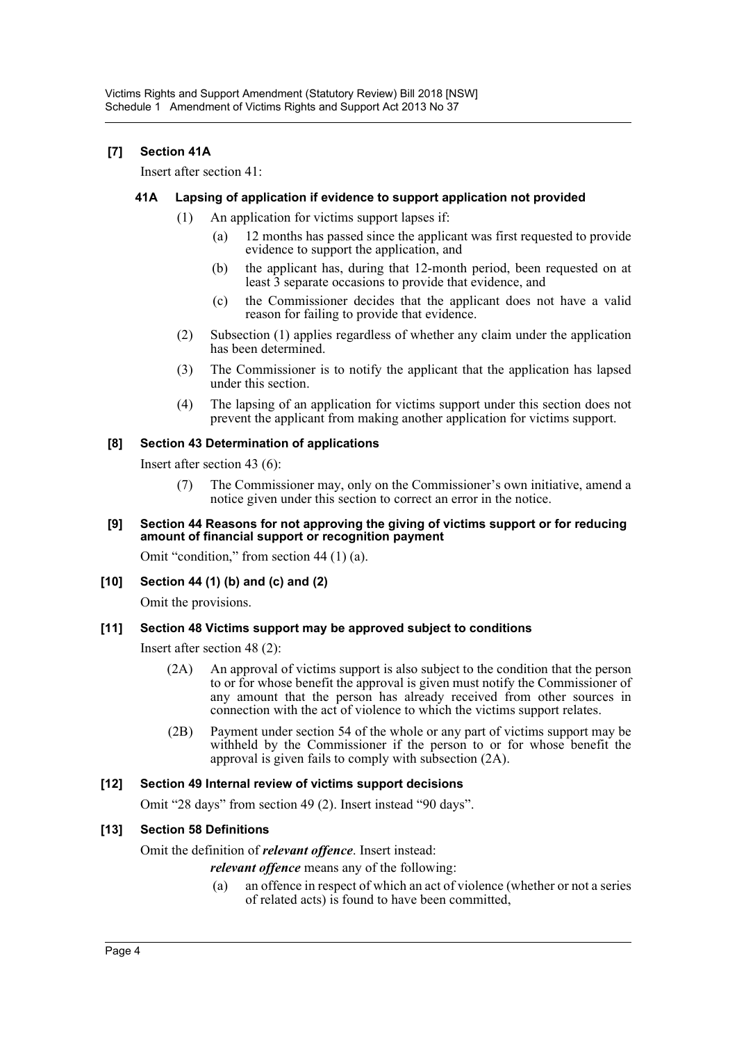### [7] Section 41A

Insert after section 41:

#### 41A Lapsing of application if evidence to support application not provided

(1) An application for victims support lapses if:

(a) 12 months has passed since the applicant was first requested to provide evidence to support the application, and

(b) the applicant has, during that 12-month period, been requested on at least 3 separate occasions to provide that evidence, and

(c) the Commissioner decides that the applicant does not have a valid reason for failing to provide that evidence.

(2) Subsection (1) applies regardless of whether any claim under the application has been determined.

(3) The Commissioner is to notify the applicant that the application has lapsed under this section.

(4) The lapsing of an application for victims support under this section does not prevent the applicant from making another application for victims support.

### [8] Section 43 Determination of applications

Insert after section 43 (6):

(7) The Commissioner may, only on the Commissioner's own initiative, amend a notice given under this section to correct an error in the notice.

### [9] Section 44 Reasons for not approving the giving of victims support or for reducing amount of financial support or recognition payment

Omit "condition," from section 44 (1) (a).

### [10] Section 44 (1) (b) and (c) and (2)

Omit the provisions.

### [11] Section 48 Victims support may be approved subject to conditions

Insert after section 48 (2):

(2A) An approval of victims support is also subject to the condition that the person to or for whose benefit the approval is given must notify the Commissioner of any amount that the person has already received from other sources in connection with the act of violence to which the victims support relates.

(2B) Payment under section 54 of the whole or any part of victims support may be withheld by the Commissioner if the person to or for whose benefit the approval is given fails to comply with subsection (2A).

### [12] Section 49 Internal review of victims support decisions

Omit "28 days" from section 49 (2). Insert instead "90 days".

### [13] Section 58 Definitions

Omit the definition of ***relevant offence***. Insert instead:

***relevant offence*** means any of the following:

(a) an offence in respect of which an act of violence (whether or not a series of related acts) is found to have been committed,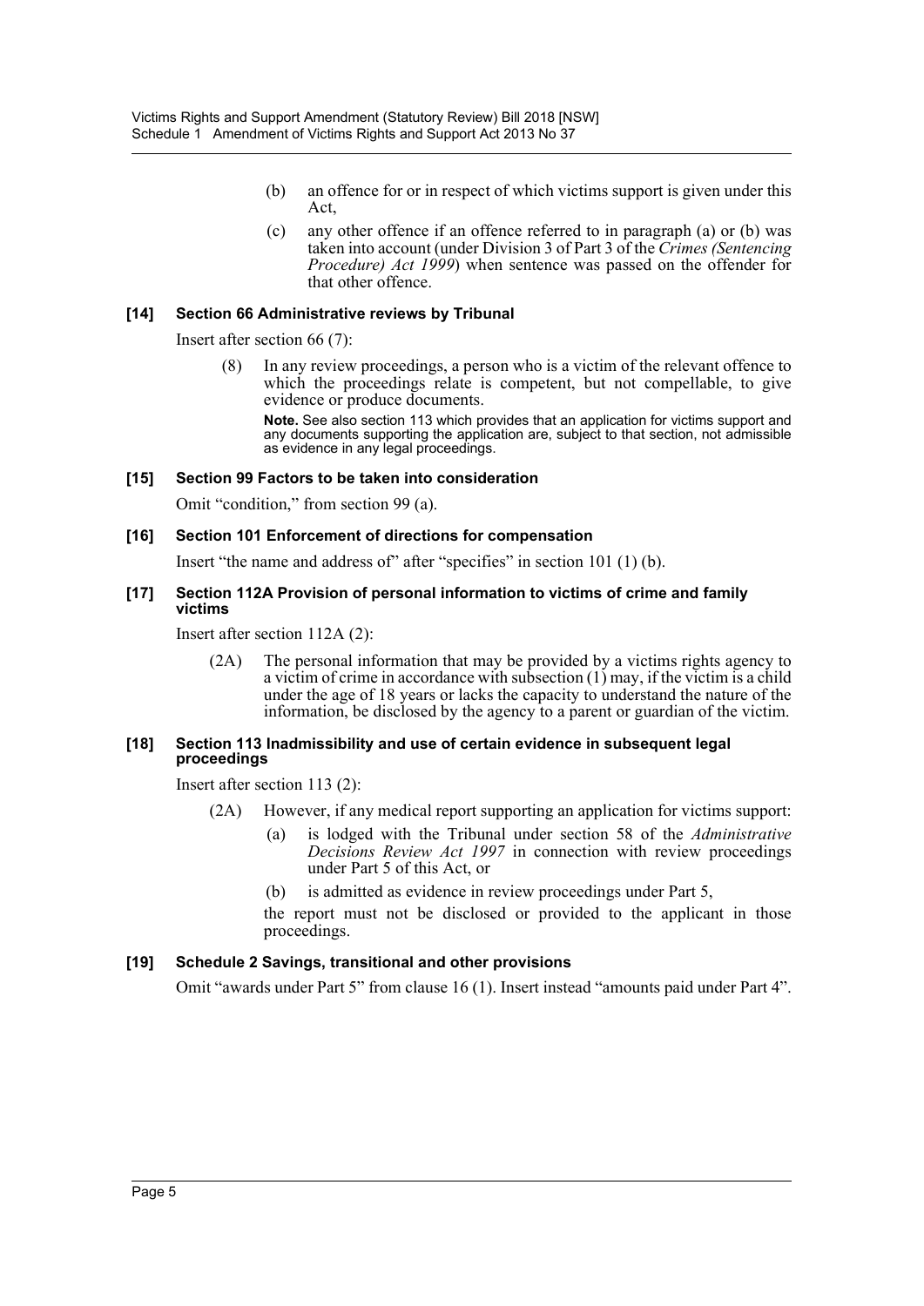(b) an offence for or in respect of which victims support is given under this Act,

(c) any other offence if an offence referred to in paragraph (a) or (b) was taken into account (under Division 3 of Part 3 of the *Crimes (Sentencing Procedure) Act 1999*) when sentence was passed on the offender for that other offence.

### [14] Section 66 Administrative reviews by Tribunal

Insert after section 66 (7):

(8) In any review proceedings, a person who is a victim of the relevant offence to which the proceedings relate is competent, but not compellable, to give evidence or produce documents.

**Note.** See also section 113 which provides that an application for victims support and any documents supporting the application are, subject to that section, not admissible as evidence in any legal proceedings.

### [15] Section 99 Factors to be taken into consideration

Omit "condition," from section 99 (a).

### [16] Section 101 Enforcement of directions for compensation

Insert "the name and address of" after "specifies" in section 101 (1) (b).

### [17] Section 112A Provision of personal information to victims of crime and family victims

Insert after section 112A (2):

(2A) The personal information that may be provided by a victims rights agency to a victim of crime in accordance with subsection (1) may, if the victim is a child under the age of 18 years or lacks the capacity to understand the nature of the information, be disclosed by the agency to a parent or guardian of the victim.

### [18] Section 113 Inadmissibility and use of certain evidence in subsequent legal proceedings

Insert after section 113 (2):

(2A) However, if any medical report supporting an application for victims support:

(a) is lodged with the Tribunal under section 58 of the *Administrative Decisions Review Act 1997* in connection with review proceedings under Part 5 of this Act, or

(b) is admitted as evidence in review proceedings under Part 5,

the report must not be disclosed or provided to the applicant in those proceedings.

### [19] Schedule 2 Savings, transitional and other provisions

Omit "awards under Part 5" from clause 16 (1). Insert instead "amounts paid under Part 4".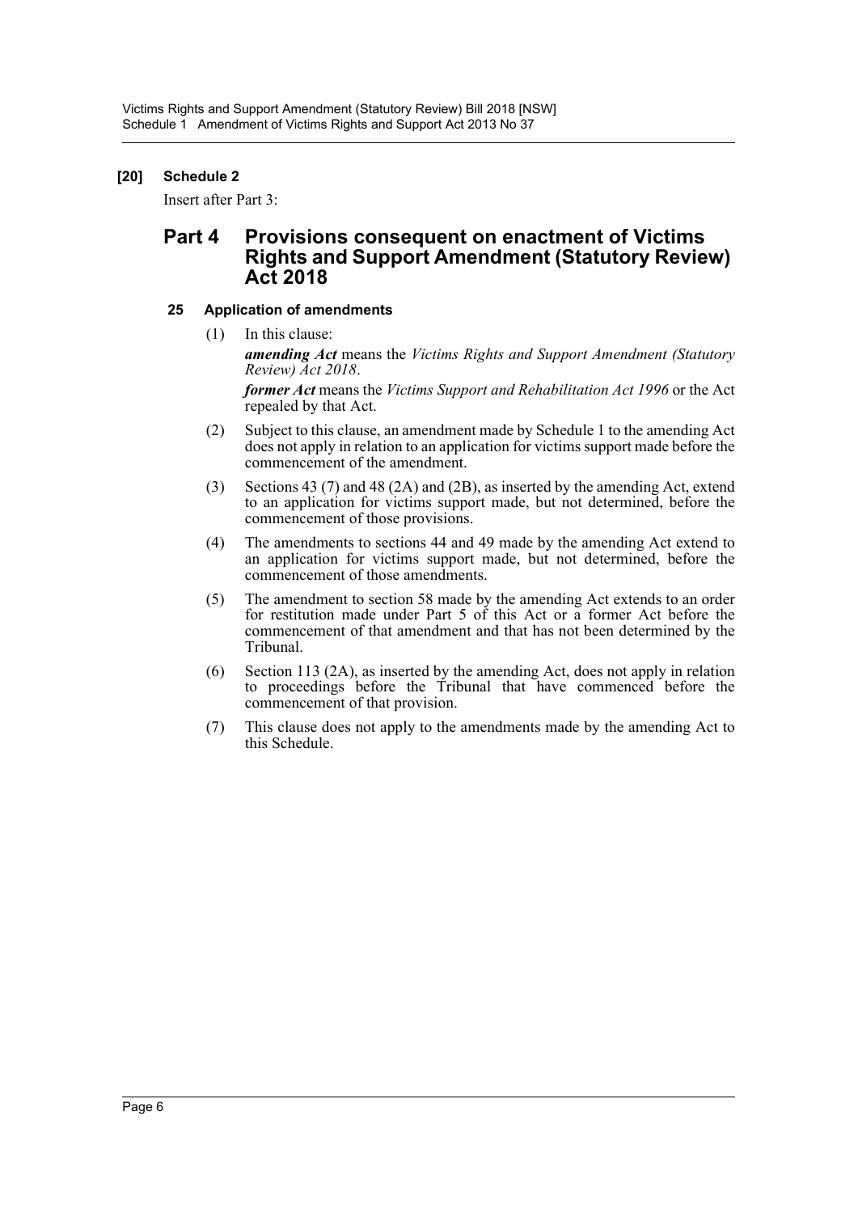**[20] Schedule 2**

Insert after Part 3:

## Part 4 Provisions consequent on enactment of Victims Rights and Support Amendment (Statutory Review) Act 2018

### 25 Application of amendments

(1) In this clause:

***amending Act*** means the *Victims Rights and Support Amendment (Statutory Review) Act 2018*.

***former Act*** means the *Victims Support and Rehabilitation Act 1996* or the Act repealed by that Act.

(2) Subject to this clause, an amendment made by Schedule 1 to the amending Act does not apply in relation to an application for victims support made before the commencement of the amendment.

(3) Sections 43 (7) and 48 (2A) and (2B), as inserted by the amending Act, extend to an application for victims support made, but not determined, before the commencement of those provisions.

(4) The amendments to sections 44 and 49 made by the amending Act extend to an application for victims support made, but not determined, before the commencement of those amendments.

(5) The amendment to section 58 made by the amending Act extends to an order for restitution made under Part 5 of this Act or a former Act before the commencement of that amendment and that has not been determined by the Tribunal.

(6) Section 113 (2A), as inserted by the amending Act, does not apply in relation to proceedings before the Tribunal that have commenced before the commencement of that provision.

(7) This clause does not apply to the amendments made by the amending Act to this Schedule.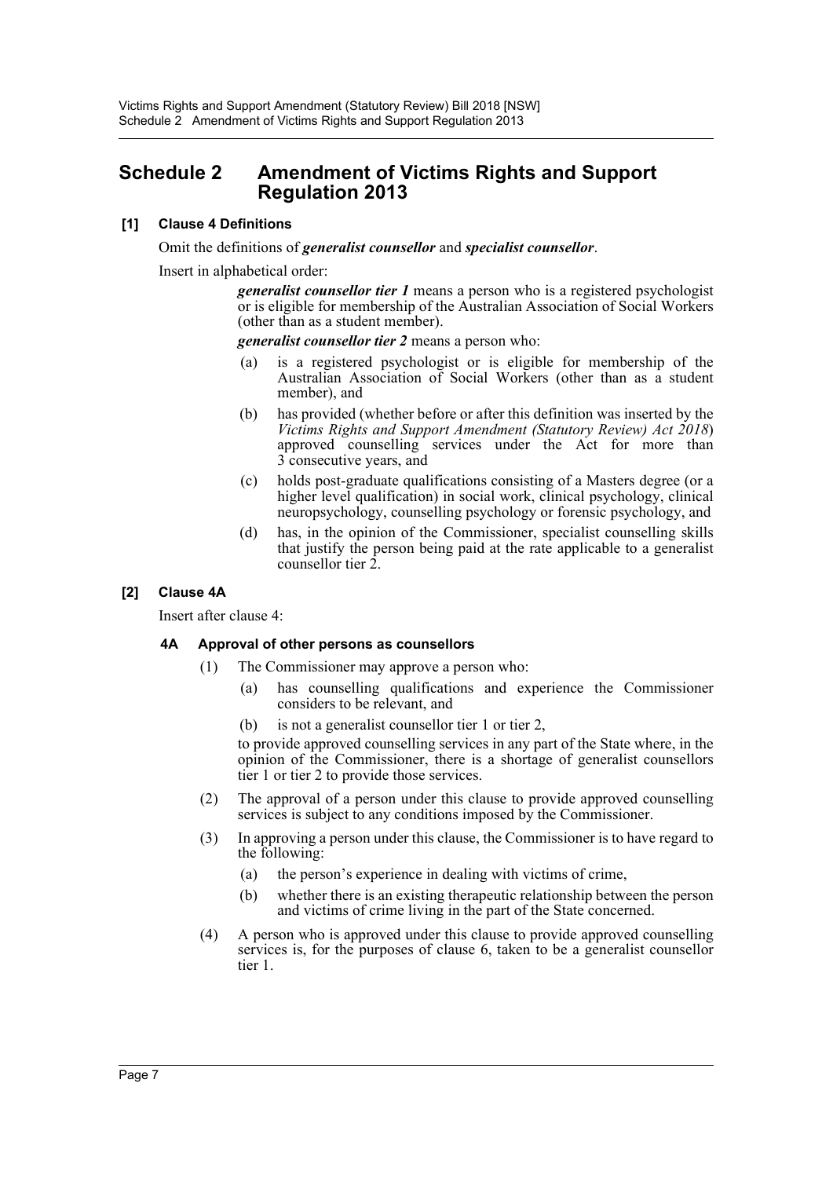# Schedule 2 Amendment of Victims Rights and Support Regulation 2013

### [1] Clause 4 Definitions

Omit the definitions of ***generalist counsellor*** and ***specialist counsellor***.

Insert in alphabetical order:

> ***generalist counsellor tier 1*** means a person who is a registered psychologist or is eligible for membership of the Australian Association of Social Workers (other than as a student member).
>
> ***generalist counsellor tier 2*** means a person who:
>
> (a) is a registered psychologist or is eligible for membership of the Australian Association of Social Workers (other than as a student member), and
>
> (b) has provided (whether before or after this definition was inserted by the *Victims Rights and Support Amendment (Statutory Review) Act 2018*) approved counselling services under the Act for more than 3 consecutive years, and
>
> (c) holds post-graduate qualifications consisting of a Masters degree (or a higher level qualification) in social work, clinical psychology, clinical neuropsychology, counselling psychology or forensic psychology, and
>
> (d) has, in the opinion of the Commissioner, specialist counselling skills that justify the person being paid at the rate applicable to a generalist counsellor tier 2.

### [2] Clause 4A

Insert after clause 4:

#### 4A Approval of other persons as counsellors

(1) The Commissioner may approve a person who:

> (a) has counselling qualifications and experience the Commissioner considers to be relevant, and
>
> (b) is not a generalist counsellor tier 1 or tier 2,

to provide approved counselling services in any part of the State where, in the opinion of the Commissioner, there is a shortage of generalist counsellors tier 1 or tier 2 to provide those services.

(2) The approval of a person under this clause to provide approved counselling services is subject to any conditions imposed by the Commissioner.

(3) In approving a person under this clause, the Commissioner is to have regard to the following:

> (a) the person's experience in dealing with victims of crime,
>
> (b) whether there is an existing therapeutic relationship between the person and victims of crime living in the part of the State concerned.

(4) A person who is approved under this clause to provide approved counselling services is, for the purposes of clause 6, taken to be a generalist counsellor tier 1.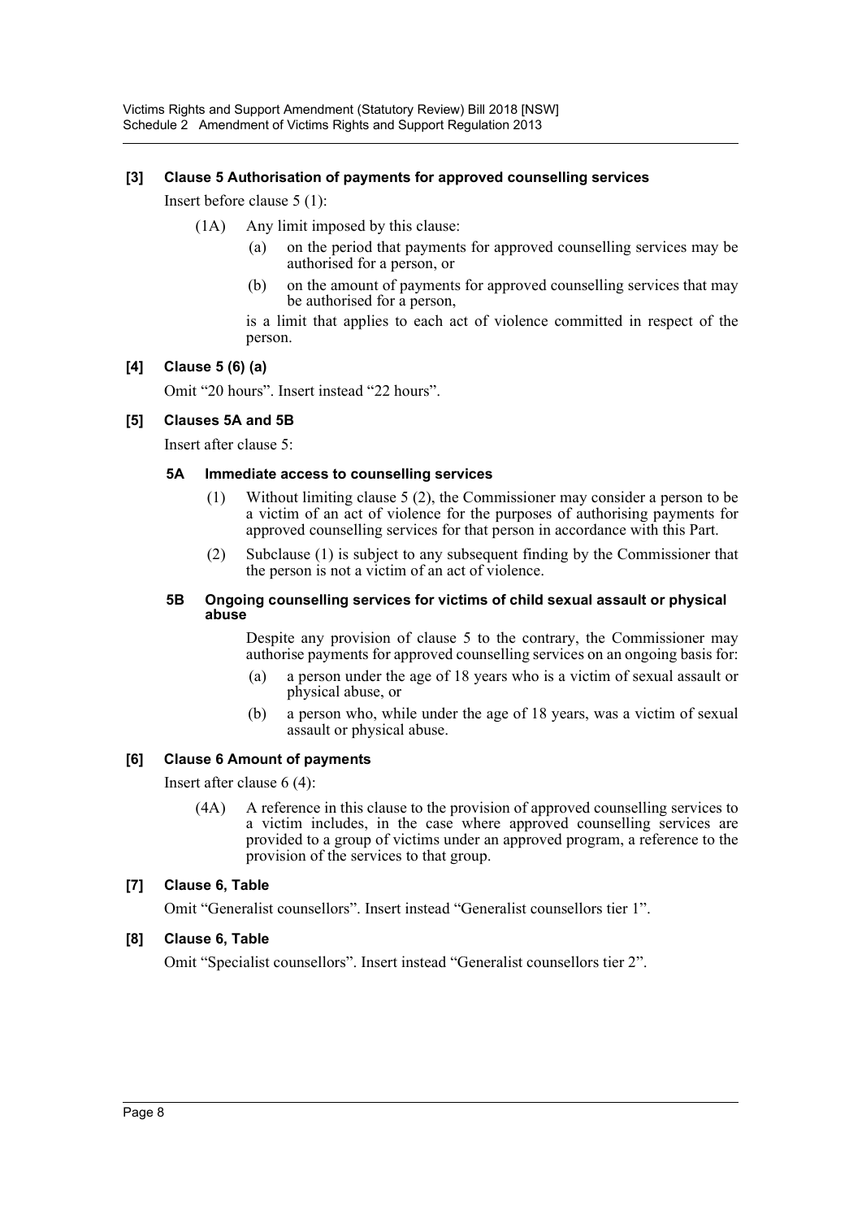**[3] Clause 5 Authorisation of payments for approved counselling services**

Insert before clause 5 (1):

(1A) Any limit imposed by this clause:

(a) on the period that payments for approved counselling services may be authorised for a person, or

(b) on the amount of payments for approved counselling services that may be authorised for a person,

is a limit that applies to each act of violence committed in respect of the person.

**[4] Clause 5 (6) (a)**

Omit "20 hours". Insert instead "22 hours".

**[5] Clauses 5A and 5B**

Insert after clause 5:

**5A Immediate access to counselling services**

(1) Without limiting clause 5 (2), the Commissioner may consider a person to be a victim of an act of violence for the purposes of authorising payments for approved counselling services for that person in accordance with this Part.

(2) Subclause (1) is subject to any subsequent finding by the Commissioner that the person is not a victim of an act of violence.

**5B Ongoing counselling services for victims of child sexual assault or physical abuse**

Despite any provision of clause 5 to the contrary, the Commissioner may authorise payments for approved counselling services on an ongoing basis for:

(a) a person under the age of 18 years who is a victim of sexual assault or physical abuse, or

(b) a person who, while under the age of 18 years, was a victim of sexual assault or physical abuse.

**[6] Clause 6 Amount of payments**

Insert after clause 6 (4):

(4A) A reference in this clause to the provision of approved counselling services to a victim includes, in the case where approved counselling services are provided to a group of victims under an approved program, a reference to the provision of the services to that group.

**[7] Clause 6, Table**

Omit "Generalist counsellors". Insert instead "Generalist counsellors tier 1".

**[8] Clause 6, Table**

Omit "Specialist counsellors". Insert instead "Generalist counsellors tier 2".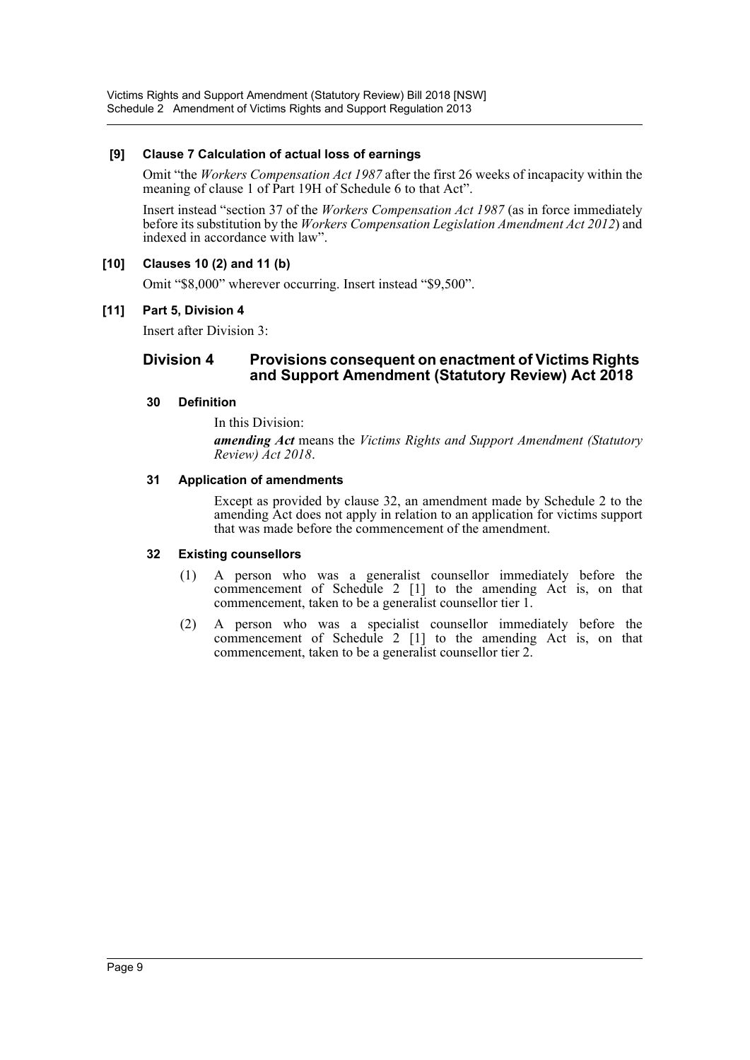### [9] Clause 7 Calculation of actual loss of earnings

Omit "the *Workers Compensation Act 1987* after the first 26 weeks of incapacity within the meaning of clause 1 of Part 19H of Schedule 6 to that Act".

Insert instead "section 37 of the *Workers Compensation Act 1987* (as in force immediately before its substitution by the *Workers Compensation Legislation Amendment Act 2012*) and indexed in accordance with law".

### [10] Clauses 10 (2) and 11 (b)

Omit "$8,000" wherever occurring. Insert instead "$9,500".

### [11] Part 5, Division 4

Insert after Division 3:

## Division 4 Provisions consequent on enactment of Victims Rights and Support Amendment (Statutory Review) Act 2018

#### 30 Definition

In this Division:

***amending Act*** means the *Victims Rights and Support Amendment (Statutory Review) Act 2018*.

#### 31 Application of amendments

Except as provided by clause 32, an amendment made by Schedule 2 to the amending Act does not apply in relation to an application for victims support that was made before the commencement of the amendment.

#### 32 Existing counsellors

(1) A person who was a generalist counsellor immediately before the commencement of Schedule 2 [1] to the amending Act is, on that commencement, taken to be a generalist counsellor tier 1.

(2) A person who was a specialist counsellor immediately before the commencement of Schedule 2 [1] to the amending Act is, on that commencement, taken to be a generalist counsellor tier 2.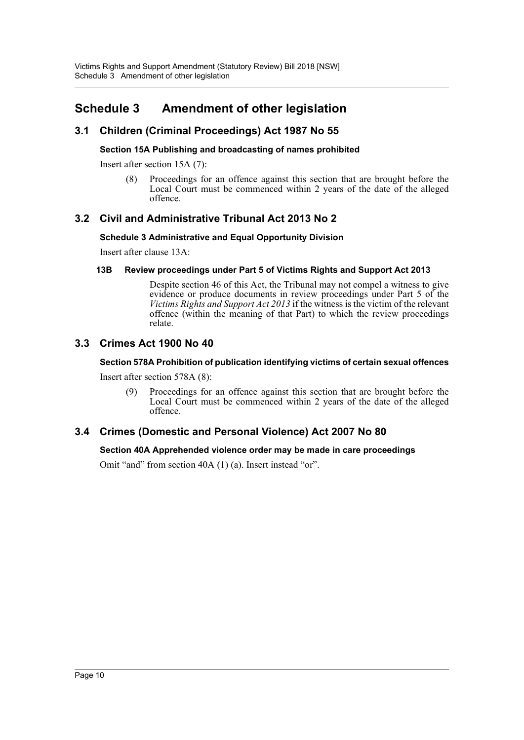# Schedule 3 Amendment of other legislation

## 3.1 Children (Criminal Proceedings) Act 1987 No 55

### Section 15A Publishing and broadcasting of names prohibited

Insert after section 15A (7):

> (8) Proceedings for an offence against this section that are brought before the Local Court must be commenced within 2 years of the date of the alleged offence.

## 3.2 Civil and Administrative Tribunal Act 2013 No 2

### Schedule 3 Administrative and Equal Opportunity Division

Insert after clause 13A:

> **13B Review proceedings under Part 5 of Victims Rights and Support Act 2013**
>
> Despite section 46 of this Act, the Tribunal may not compel a witness to give evidence or produce documents in review proceedings under Part 5 of the *Victims Rights and Support Act 2013* if the witness is the victim of the relevant offence (within the meaning of that Part) to which the review proceedings relate.

## 3.3 Crimes Act 1900 No 40

### Section 578A Prohibition of publication identifying victims of certain sexual offences

Insert after section 578A (8):

> (9) Proceedings for an offence against this section that are brought before the Local Court must be commenced within 2 years of the date of the alleged offence.

## 3.4 Crimes (Domestic and Personal Violence) Act 2007 No 80

### Section 40A Apprehended violence order may be made in care proceedings

Omit "and" from section 40A (1) (a). Insert instead "or".